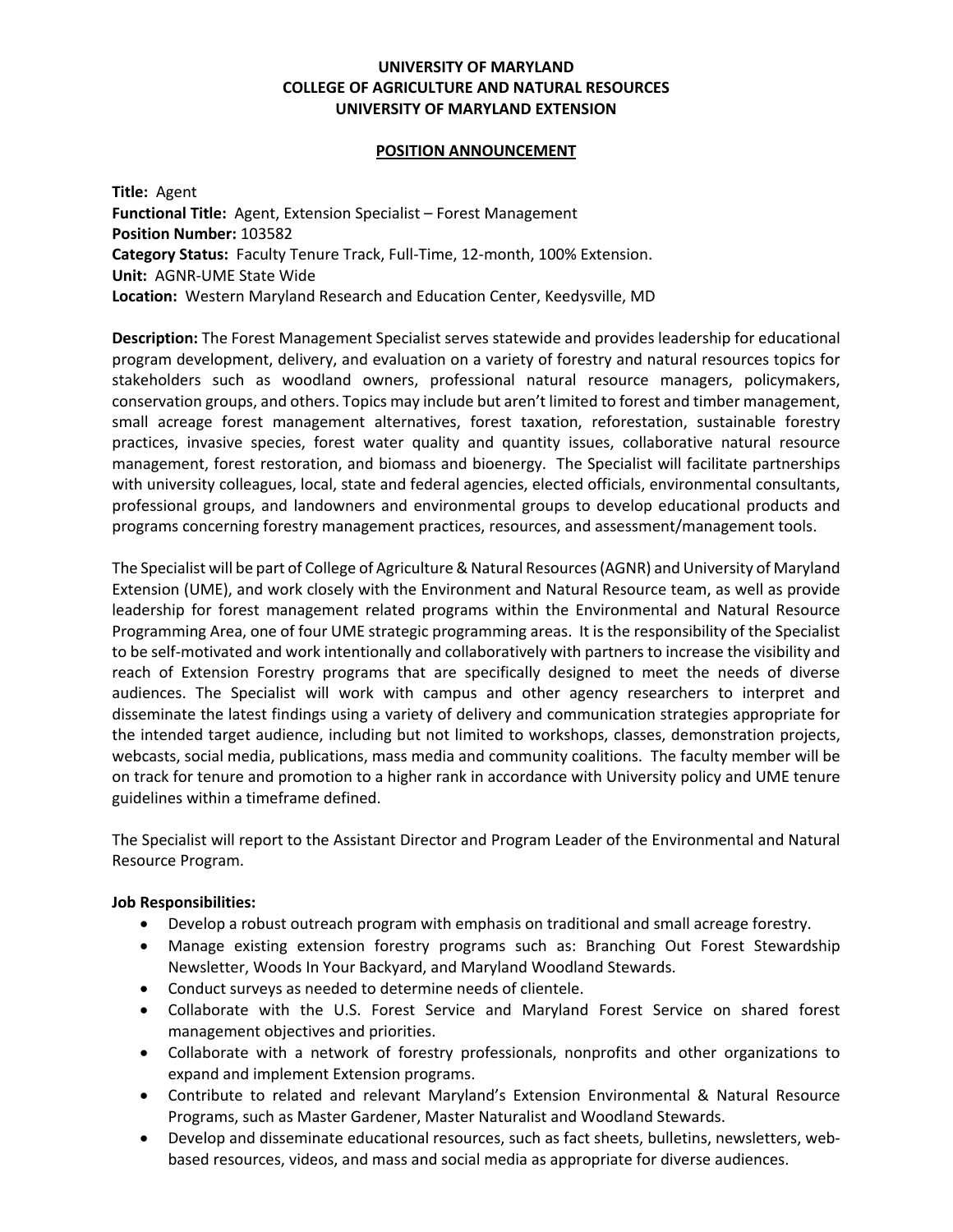**UNIVERSITY OF MARYLAND**
**COLLEGE OF AGRICULTURE AND NATURAL RESOURCES**
**UNIVERSITY OF MARYLAND EXTENSION**

**POSITION ANNOUNCEMENT**

**Title:** Agent
**Functional Title:** Agent, Extension Specialist – Forest Management
**Position Number:** 103582
**Category Status:** Faculty Tenure Track, Full-Time, 12-month, 100% Extension.
**Unit:** AGNR-UME State Wide
**Location:** Western Maryland Research and Education Center, Keedysville, MD

**Description:** The Forest Management Specialist serves statewide and provides leadership for educational program development, delivery, and evaluation on a variety of forestry and natural resources topics for stakeholders such as woodland owners, professional natural resource managers, policymakers, conservation groups, and others. Topics may include but aren't limited to forest and timber management, small acreage forest management alternatives, forest taxation, reforestation, sustainable forestry practices, invasive species, forest water quality and quantity issues, collaborative natural resource management, forest restoration, and biomass and bioenergy. The Specialist will facilitate partnerships with university colleagues, local, state and federal agencies, elected officials, environmental consultants, professional groups, and landowners and environmental groups to develop educational products and programs concerning forestry management practices, resources, and assessment/management tools.

The Specialist will be part of College of Agriculture & Natural Resources (AGNR) and University of Maryland Extension (UME), and work closely with the Environment and Natural Resource team, as well as provide leadership for forest management related programs within the Environmental and Natural Resource Programming Area, one of four UME strategic programming areas. It is the responsibility of the Specialist to be self-motivated and work intentionally and collaboratively with partners to increase the visibility and reach of Extension Forestry programs that are specifically designed to meet the needs of diverse audiences. The Specialist will work with campus and other agency researchers to interpret and disseminate the latest findings using a variety of delivery and communication strategies appropriate for the intended target audience, including but not limited to workshops, classes, demonstration projects, webcasts, social media, publications, mass media and community coalitions. The faculty member will be on track for tenure and promotion to a higher rank in accordance with University policy and UME tenure guidelines within a timeframe defined.

The Specialist will report to the Assistant Director and Program Leader of the Environmental and Natural Resource Program.

**Job Responsibilities:**

- Develop a robust outreach program with emphasis on traditional and small acreage forestry.
- Manage existing extension forestry programs such as: Branching Out Forest Stewardship Newsletter, Woods In Your Backyard, and Maryland Woodland Stewards.
- Conduct surveys as needed to determine needs of clientele.
- Collaborate with the U.S. Forest Service and Maryland Forest Service on shared forest management objectives and priorities.
- Collaborate with a network of forestry professionals, nonprofits and other organizations to expand and implement Extension programs.
- Contribute to related and relevant Maryland's Extension Environmental & Natural Resource Programs, such as Master Gardener, Master Naturalist and Woodland Stewards.
- Develop and disseminate educational resources, such as fact sheets, bulletins, newsletters, web-based resources, videos, and mass and social media as appropriate for diverse audiences.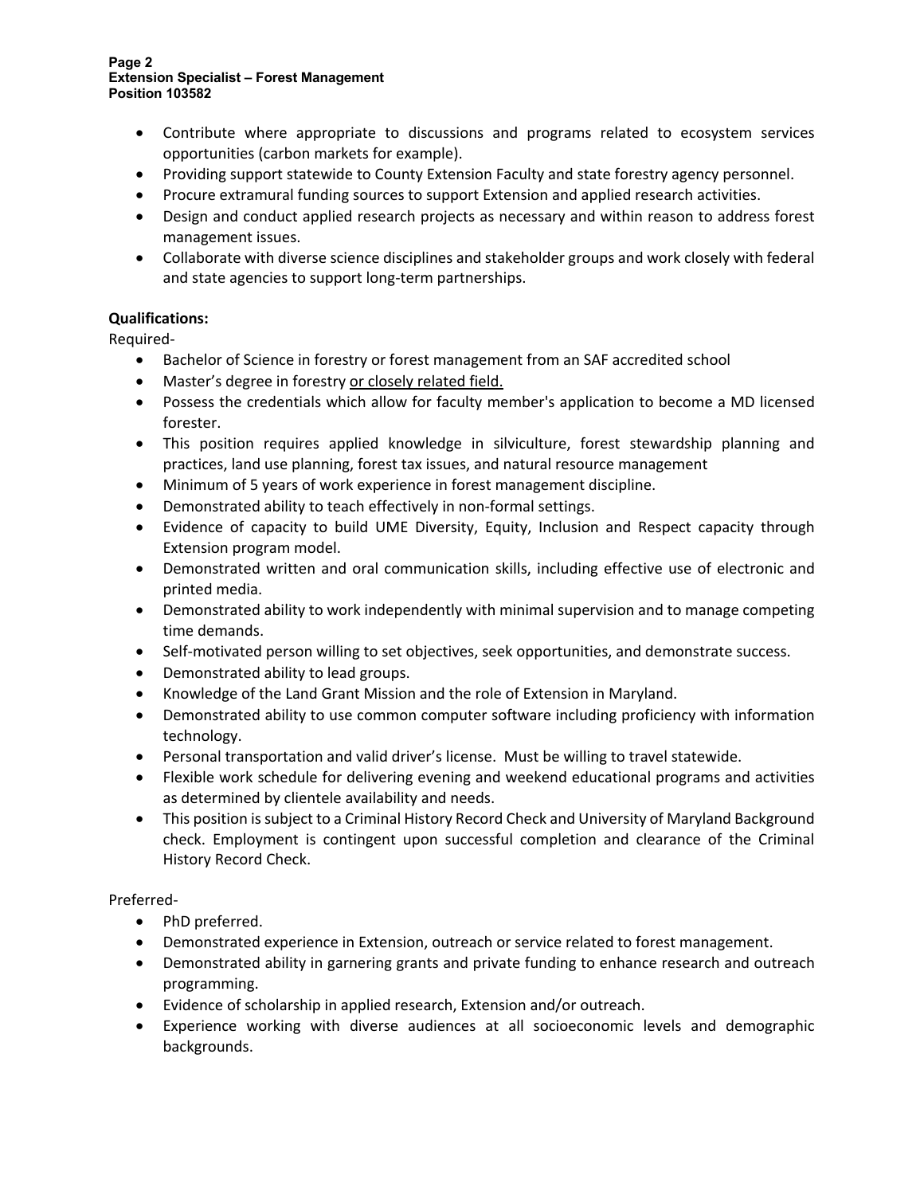- Contribute where appropriate to discussions and programs related to ecosystem services opportunities (carbon markets for example).
- Providing support statewide to County Extension Faculty and state forestry agency personnel.
- Procure extramural funding sources to support Extension and applied research activities.
- Design and conduct applied research projects as necessary and within reason to address forest management issues.
- Collaborate with diverse science disciplines and stakeholder groups and work closely with federal and state agencies to support long-term partnerships.

**Qualifications:**

Required-

- Bachelor of Science in forestry or forest management from an SAF accredited school
- Master's degree in forestry <u>or closely related field.</u>
- Possess the credentials which allow for faculty member's application to become a MD licensed forester.
- This position requires applied knowledge in silviculture, forest stewardship planning and practices, land use planning, forest tax issues, and natural resource management
- Minimum of 5 years of work experience in forest management discipline.
- Demonstrated ability to teach effectively in non-formal settings.
- Evidence of capacity to build UME Diversity, Equity, Inclusion and Respect capacity through Extension program model.
- Demonstrated written and oral communication skills, including effective use of electronic and printed media.
- Demonstrated ability to work independently with minimal supervision and to manage competing time demands.
- Self-motivated person willing to set objectives, seek opportunities, and demonstrate success.
- Demonstrated ability to lead groups.
- Knowledge of the Land Grant Mission and the role of Extension in Maryland.
- Demonstrated ability to use common computer software including proficiency with information technology.
- Personal transportation and valid driver's license. Must be willing to travel statewide.
- Flexible work schedule for delivering evening and weekend educational programs and activities as determined by clientele availability and needs.
- This position is subject to a Criminal History Record Check and University of Maryland Background check. Employment is contingent upon successful completion and clearance of the Criminal History Record Check.

Preferred-

- PhD preferred.
- Demonstrated experience in Extension, outreach or service related to forest management.
- Demonstrated ability in garnering grants and private funding to enhance research and outreach programming.
- Evidence of scholarship in applied research, Extension and/or outreach.
- Experience working with diverse audiences at all socioeconomic levels and demographic backgrounds.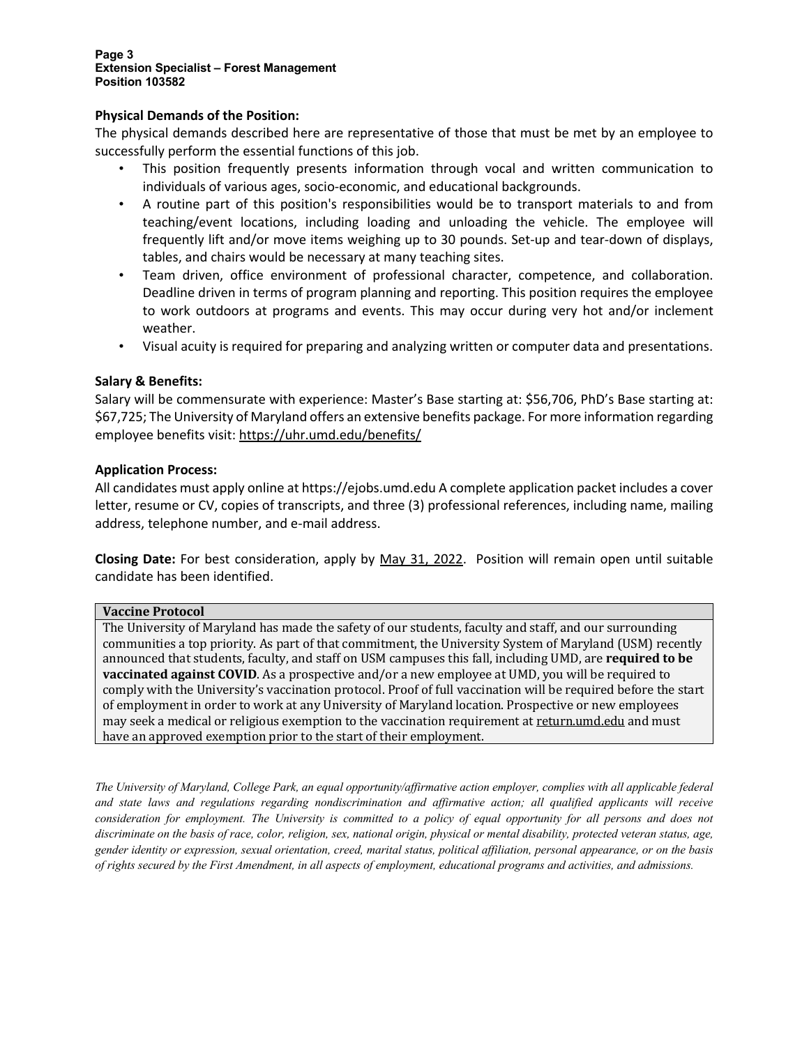**Physical Demands of the Position:**

The physical demands described here are representative of those that must be met by an employee to successfully perform the essential functions of this job.

- This position frequently presents information through vocal and written communication to individuals of various ages, socio-economic, and educational backgrounds.
- A routine part of this position's responsibilities would be to transport materials to and from teaching/event locations, including loading and unloading the vehicle. The employee will frequently lift and/or move items weighing up to 30 pounds. Set-up and tear-down of displays, tables, and chairs would be necessary at many teaching sites.
- Team driven, office environment of professional character, competence, and collaboration. Deadline driven in terms of program planning and reporting. This position requires the employee to work outdoors at programs and events. This may occur during very hot and/or inclement weather.
- Visual acuity is required for preparing and analyzing written or computer data and presentations.

**Salary & Benefits:**

Salary will be commensurate with experience: Master's Base starting at: $56,706, PhD's Base starting at: $67,725; The University of Maryland offers an extensive benefits package. For more information regarding employee benefits visit: https://uhr.umd.edu/benefits/

**Application Process:**

All candidates must apply online at https://ejobs.umd.edu A complete application packet includes a cover letter, resume or CV, copies of transcripts, and three (3) professional references, including name, mailing address, telephone number, and e-mail address.

**Closing Date:** For best consideration, apply by May 31, 2022. Position will remain open until suitable candidate has been identified.

**Vaccine Protocol**

The University of Maryland has made the safety of our students, faculty and staff, and our surrounding communities a top priority. As part of that commitment, the University System of Maryland (USM) recently announced that students, faculty, and staff on USM campuses this fall, including UMD, are **required to be vaccinated against COVID**. As a prospective and/or a new employee at UMD, you will be required to comply with the University's vaccination protocol. Proof of full vaccination will be required before the start of employment in order to work at any University of Maryland location. Prospective or new employees may seek a medical or religious exemption to the vaccination requirement at return.umd.edu and must have an approved exemption prior to the start of their employment.

*The University of Maryland, College Park, an equal opportunity/affirmative action employer, complies with all applicable federal and state laws and regulations regarding nondiscrimination and affirmative action; all qualified applicants will receive consideration for employment. The University is committed to a policy of equal opportunity for all persons and does not discriminate on the basis of race, color, religion, sex, national origin, physical or mental disability, protected veteran status, age, gender identity or expression, sexual orientation, creed, marital status, political affiliation, personal appearance, or on the basis of rights secured by the First Amendment, in all aspects of employment, educational programs and activities, and admissions.*